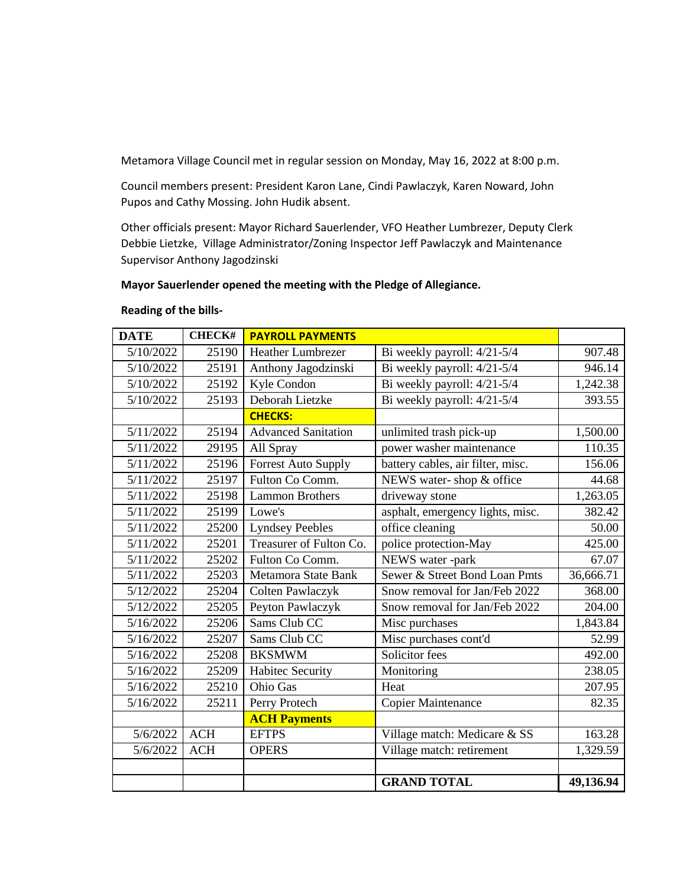Metamora Village Council met in regular session on Monday, May 16, 2022 at 8:00 p.m.

Council members present: President Karon Lane, Cindi Pawlaczyk, Karen Noward, John Pupos and Cathy Mossing. John Hudik absent.

Other officials present: Mayor Richard Sauerlender, VFO Heather Lumbrezer, Deputy Clerk Debbie Lietzke, Village Administrator/Zoning Inspector Jeff Pawlaczyk and Maintenance Supervisor Anthony Jagodzinski

**Mayor Sauerlender opened the meeting with the Pledge of Allegiance.**

**Reading of the bills-**

| DATE | CHECK# | PAYROLL PAYMENTS | | |
|---|---|---|---|---|
| 5/10/2022 | 25190 | Heather Lumbrezer | Bi weekly payroll: 4/21-5/4 | 907.48 |
| 5/10/2022 | 25191 | Anthony Jagodzinski | Bi weekly payroll: 4/21-5/4 | 946.14 |
| 5/10/2022 | 25192 | Kyle Condon | Bi weekly payroll: 4/21-5/4 | 1,242.38 |
| 5/10/2022 | 25193 | Deborah Lietzke | Bi weekly payroll: 4/21-5/4 | 393.55 |
| | | **CHECKS:** | | |
| 5/11/2022 | 25194 | Advanced Sanitation | unlimited trash pick-up | 1,500.00 |
| 5/11/2022 | 29195 | All Spray | power washer maintenance | 110.35 |
| 5/11/2022 | 25196 | Forrest Auto Supply | battery cables, air filter, misc. | 156.06 |
| 5/11/2022 | 25197 | Fulton Co Comm. | NEWS water- shop & office | 44.68 |
| 5/11/2022 | 25198 | Lammon Brothers | driveway stone | 1,263.05 |
| 5/11/2022 | 25199 | Lowe's | asphalt, emergency lights, misc. | 382.42 |
| 5/11/2022 | 25200 | Lyndsey Peebles | office cleaning | 50.00 |
| 5/11/2022 | 25201 | Treasurer of Fulton Co. | police protection-May | 425.00 |
| 5/11/2022 | 25202 | Fulton Co Comm. | NEWS water -park | 67.07 |
| 5/11/2022 | 25203 | Metamora State Bank | Sewer & Street Bond Loan Pmts | 36,666.71 |
| 5/12/2022 | 25204 | Colten Pawlaczyk | Snow removal for Jan/Feb 2022 | 368.00 |
| 5/12/2022 | 25205 | Peyton Pawlaczyk | Snow removal for Jan/Feb 2022 | 204.00 |
| 5/16/2022 | 25206 | Sams Club CC | Misc purchases | 1,843.84 |
| 5/16/2022 | 25207 | Sams Club CC | Misc purchases cont'd | 52.99 |
| 5/16/2022 | 25208 | BKSMWM | Solicitor fees | 492.00 |
| 5/16/2022 | 25209 | Habitec Security | Monitoring | 238.05 |
| 5/16/2022 | 25210 | Ohio Gas | Heat | 207.95 |
| 5/16/2022 | 25211 | Perry Protech | Copier Maintenance | 82.35 |
| | | **ACH Payments** | | |
| 5/6/2022 | ACH | EFTPS | Village match: Medicare & SS | 163.28 |
| 5/6/2022 | ACH | OPERS | Village match: retirement | 1,329.59 |
| | | | | |
| | | | **GRAND TOTAL** | **49,136.94** |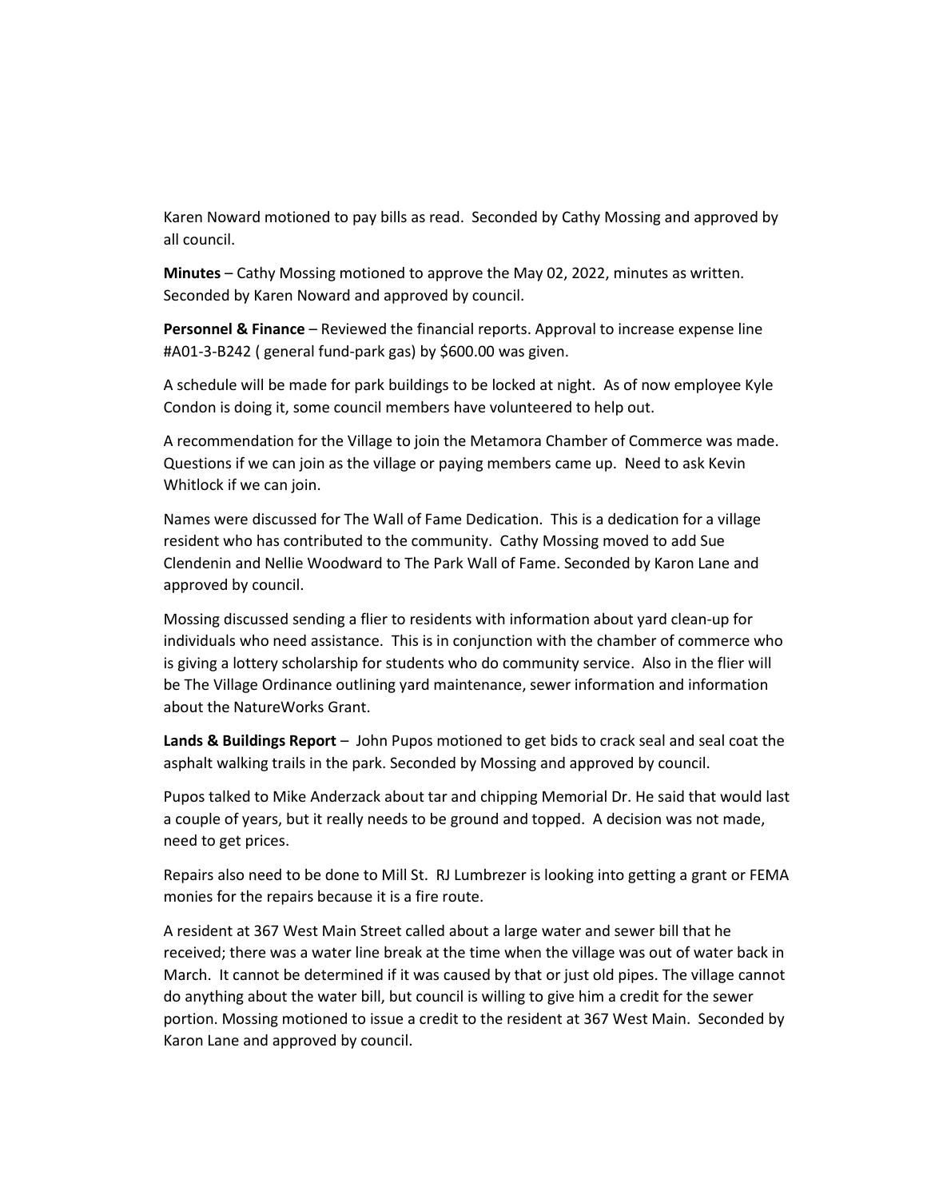Karen Noward motioned to pay bills as read. Seconded by Cathy Mossing and approved by all council.

**Minutes** – Cathy Mossing motioned to approve the May 02, 2022, minutes as written. Seconded by Karen Noward and approved by council.

**Personnel & Finance** – Reviewed the financial reports. Approval to increase expense line #A01-3-B242 ( general fund-park gas) by $600.00 was given.

A schedule will be made for park buildings to be locked at night. As of now employee Kyle Condon is doing it, some council members have volunteered to help out.

A recommendation for the Village to join the Metamora Chamber of Commerce was made. Questions if we can join as the village or paying members came up. Need to ask Kevin Whitlock if we can join.

Names were discussed for The Wall of Fame Dedication. This is a dedication for a village resident who has contributed to the community. Cathy Mossing moved to add Sue Clendenin and Nellie Woodward to The Park Wall of Fame. Seconded by Karon Lane and approved by council.

Mossing discussed sending a flier to residents with information about yard clean-up for individuals who need assistance. This is in conjunction with the chamber of commerce who is giving a lottery scholarship for students who do community service. Also in the flier will be The Village Ordinance outlining yard maintenance, sewer information and information about the NatureWorks Grant.

**Lands & Buildings Report** – John Pupos motioned to get bids to crack seal and seal coat the asphalt walking trails in the park. Seconded by Mossing and approved by council.

Pupos talked to Mike Anderzack about tar and chipping Memorial Dr. He said that would last a couple of years, but it really needs to be ground and topped. A decision was not made, need to get prices.

Repairs also need to be done to Mill St. RJ Lumbrezer is looking into getting a grant or FEMA monies for the repairs because it is a fire route.

A resident at 367 West Main Street called about a large water and sewer bill that he received; there was a water line break at the time when the village was out of water back in March. It cannot be determined if it was caused by that or just old pipes. The village cannot do anything about the water bill, but council is willing to give him a credit for the sewer portion. Mossing motioned to issue a credit to the resident at 367 West Main. Seconded by Karon Lane and approved by council.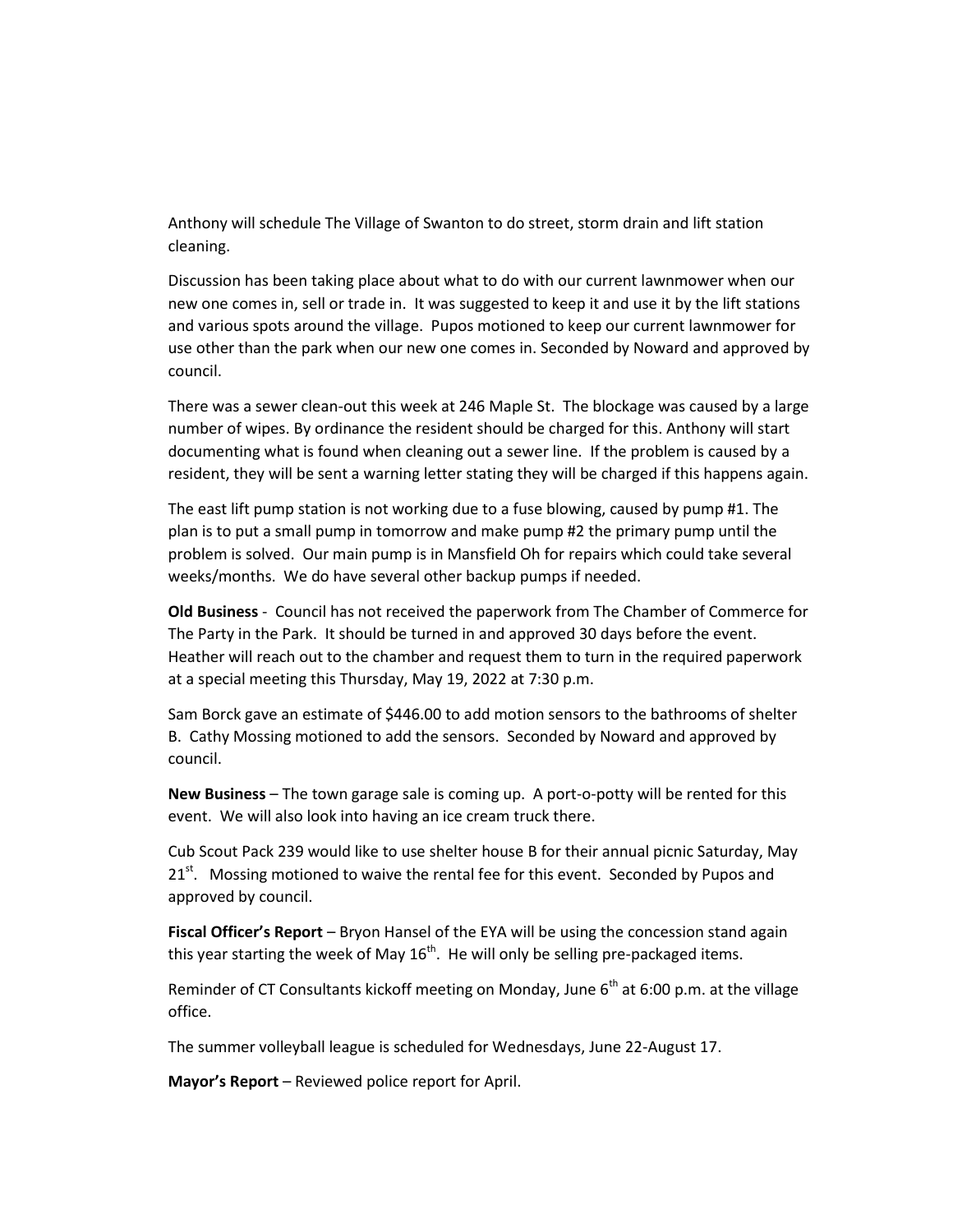Anthony will schedule The Village of Swanton to do street, storm drain and lift station cleaning.

Discussion has been taking place about what to do with our current lawnmower when our new one comes in, sell or trade in. It was suggested to keep it and use it by the lift stations and various spots around the village. Pupos motioned to keep our current lawnmower for use other than the park when our new one comes in. Seconded by Noward and approved by council.

There was a sewer clean-out this week at 246 Maple St. The blockage was caused by a large number of wipes. By ordinance the resident should be charged for this. Anthony will start documenting what is found when cleaning out a sewer line. If the problem is caused by a resident, they will be sent a warning letter stating they will be charged if this happens again.

The east lift pump station is not working due to a fuse blowing, caused by pump #1. The plan is to put a small pump in tomorrow and make pump #2 the primary pump until the problem is solved. Our main pump is in Mansfield Oh for repairs which could take several weeks/months. We do have several other backup pumps if needed.

**Old Business** - Council has not received the paperwork from The Chamber of Commerce for The Party in the Park. It should be turned in and approved 30 days before the event. Heather will reach out to the chamber and request them to turn in the required paperwork at a special meeting this Thursday, May 19, 2022 at 7:30 p.m.

Sam Borck gave an estimate of $446.00 to add motion sensors to the bathrooms of shelter B. Cathy Mossing motioned to add the sensors. Seconded by Noward and approved by council.

**New Business** – The town garage sale is coming up. A port-o-potty will be rented for this event. We will also look into having an ice cream truck there.

Cub Scout Pack 239 would like to use shelter house B for their annual picnic Saturday, May 21st. Mossing motioned to waive the rental fee for this event. Seconded by Pupos and approved by council.

**Fiscal Officer's Report** – Bryon Hansel of the EYA will be using the concession stand again this year starting the week of May 16th. He will only be selling pre-packaged items.

Reminder of CT Consultants kickoff meeting on Monday, June 6th at 6:00 p.m. at the village office.

The summer volleyball league is scheduled for Wednesdays, June 22-August 17.

**Mayor's Report** – Reviewed police report for April.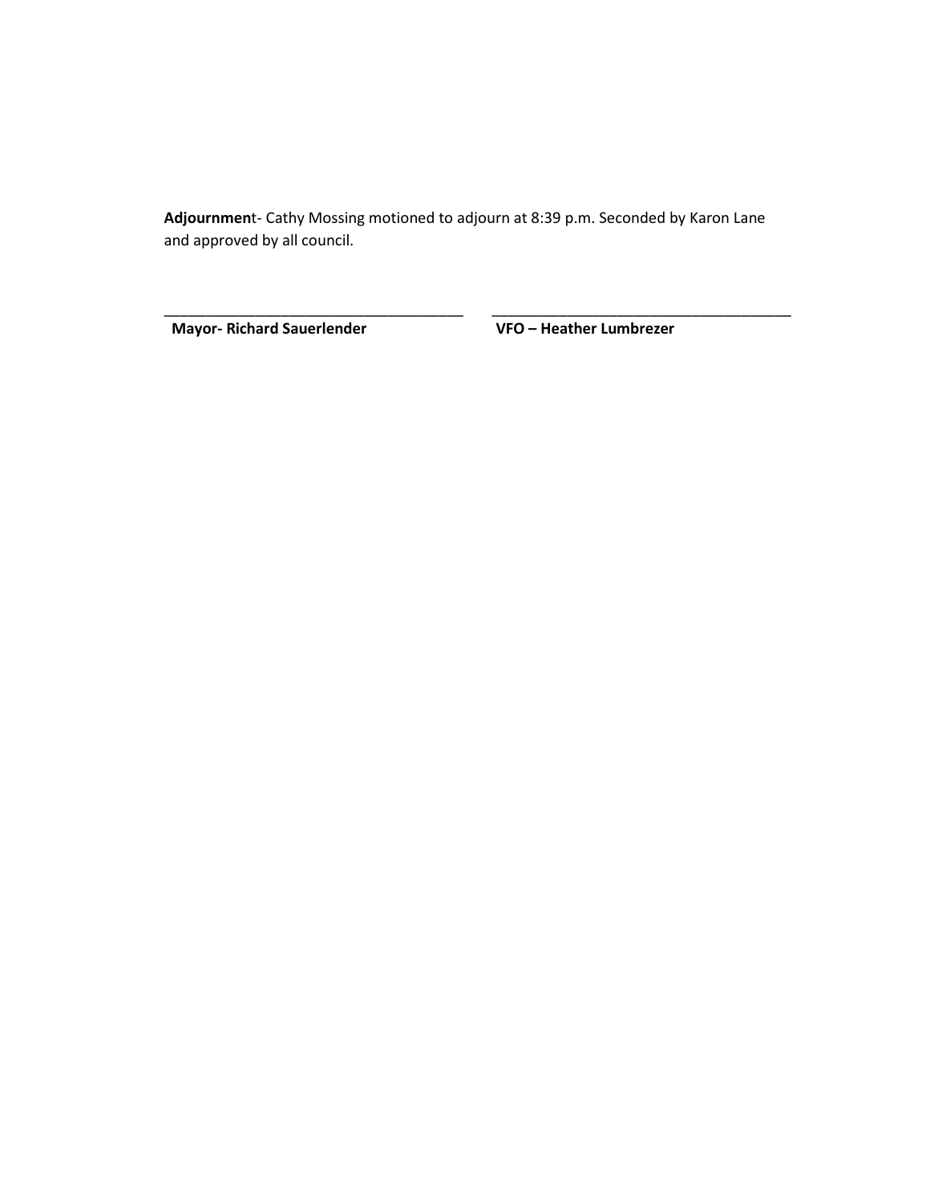**Adjournmen**t- Cathy Mossing motioned to adjourn at 8:39 p.m. Seconded by Karon Lane and approved by all council.

| | |
|---|---|
| ______________________________________ | ______________________________________ |
| **Mayor- Richard Sauerlender** | **VFO – Heather Lumbrezer** |